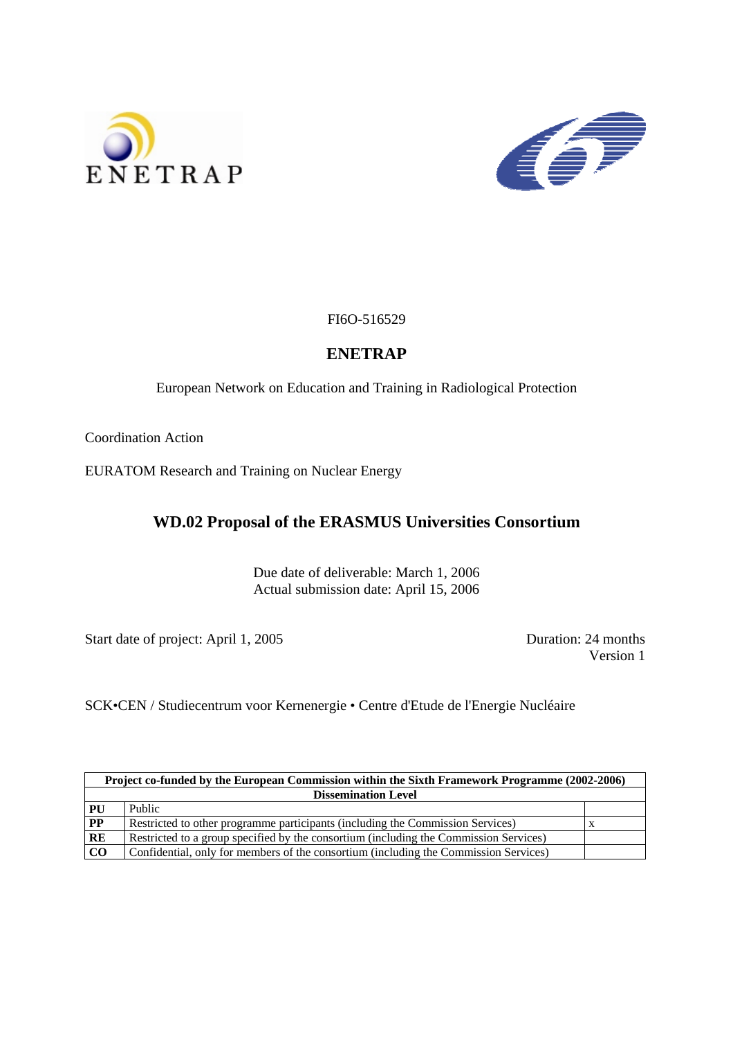ENETRAP

FI6O-516529

# ENETRAP

European Network on Education and Training in Radiological Protection

Coordination Action

EURATOM Research and Training on Nuclear Energy

## WD.02 Proposal of the ERASMUS Universities Consortium

Due date of deliverable: March 1, 2006
Actual submission date: April 15, 2006

Start date of project: April 1, 2005

Duration: 24 months
Version 1

SCK•CEN / Studiecentrum voor Kernenergie • Centre d'Etude de l'Energie Nucléaire

| **Project co-funded by the European Commission within the Sixth Framework Programme (2002-2006)** | | |
|---|---|---|
| **Dissemination Level** | | |
| **PU** | Public | |
| **PP** | Restricted to other programme participants (including the Commission Services) | x |
| **RE** | Restricted to a group specified by the consortium (including the Commission Services) | |
| **CO** | Confidential, only for members of the consortium (including the Commission Services) | |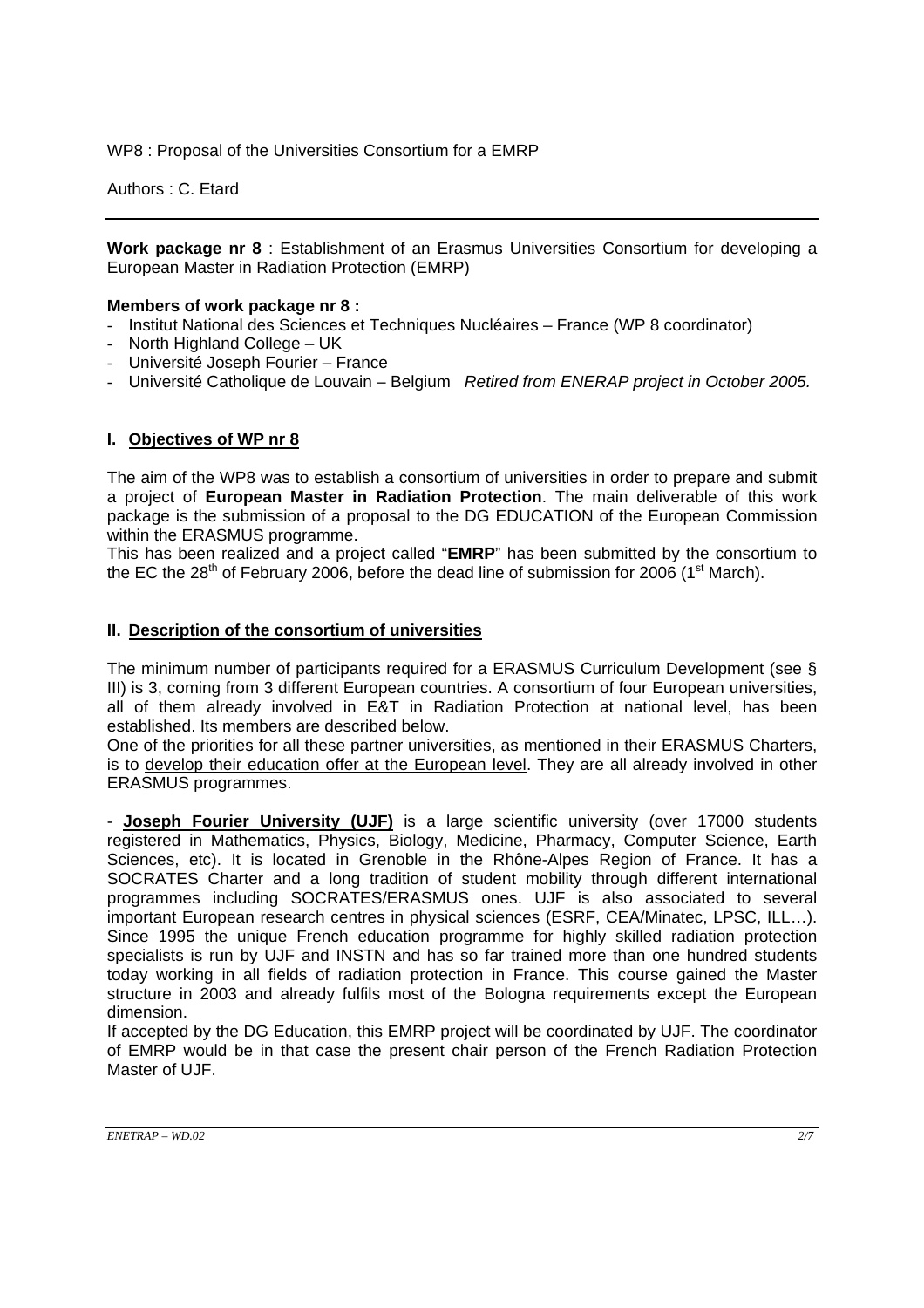WP8 : Proposal of the Universities Consortium for a EMRP

Authors : C. Etard

---

**Work package nr 8** : Establishment of an Erasmus Universities Consortium for developing a European Master in Radiation Protection (EMRP)

**Members of work package nr 8 :**

- Institut National des Sciences et Techniques Nucléaires – France (WP 8 coordinator)
- North Highland College – UK
- Université Joseph Fourier – France
- Université Catholique de Louvain – Belgium *Retired from ENERAP project in October 2005.*

## I. Objectives of WP nr 8

The aim of the WP8 was to establish a consortium of universities in order to prepare and submit a project of **European Master in Radiation Protection**. The main deliverable of this work package is the submission of a proposal to the DG EDUCATION of the European Commission within the ERASMUS programme.

This has been realized and a project called "**EMRP**" has been submitted by the consortium to the EC the 28th of February 2006, before the dead line of submission for 2006 (1st March).

## II. Description of the consortium of universities

The minimum number of participants required for a ERASMUS Curriculum Development (see § III) is 3, coming from 3 different European countries. A consortium of four European universities, all of them already involved in E&T in Radiation Protection at national level, has been established. Its members are described below.

One of the priorities for all these partner universities, as mentioned in their ERASMUS Charters, is to develop their education offer at the European level. They are all already involved in other ERASMUS programmes.

- **Joseph Fourier University (UJF)** is a large scientific university (over 17000 students registered in Mathematics, Physics, Biology, Medicine, Pharmacy, Computer Science, Earth Sciences, etc). It is located in Grenoble in the Rhône-Alpes Region of France. It has a SOCRATES Charter and a long tradition of student mobility through different international programmes including SOCRATES/ERASMUS ones. UJF is also associated to several important European research centres in physical sciences (ESRF, CEA/Minatec, LPSC, ILL…). Since 1995 the unique French education programme for highly skilled radiation protection specialists is run by UJF and INSTN and has so far trained more than one hundred students today working in all fields of radiation protection in France. This course gained the Master structure in 2003 and already fulfils most of the Bologna requirements except the European dimension.

If accepted by the DG Education, this EMRP project will be coordinated by UJF. The coordinator of EMRP would be in that case the present chair person of the French Radiation Protection Master of UJF.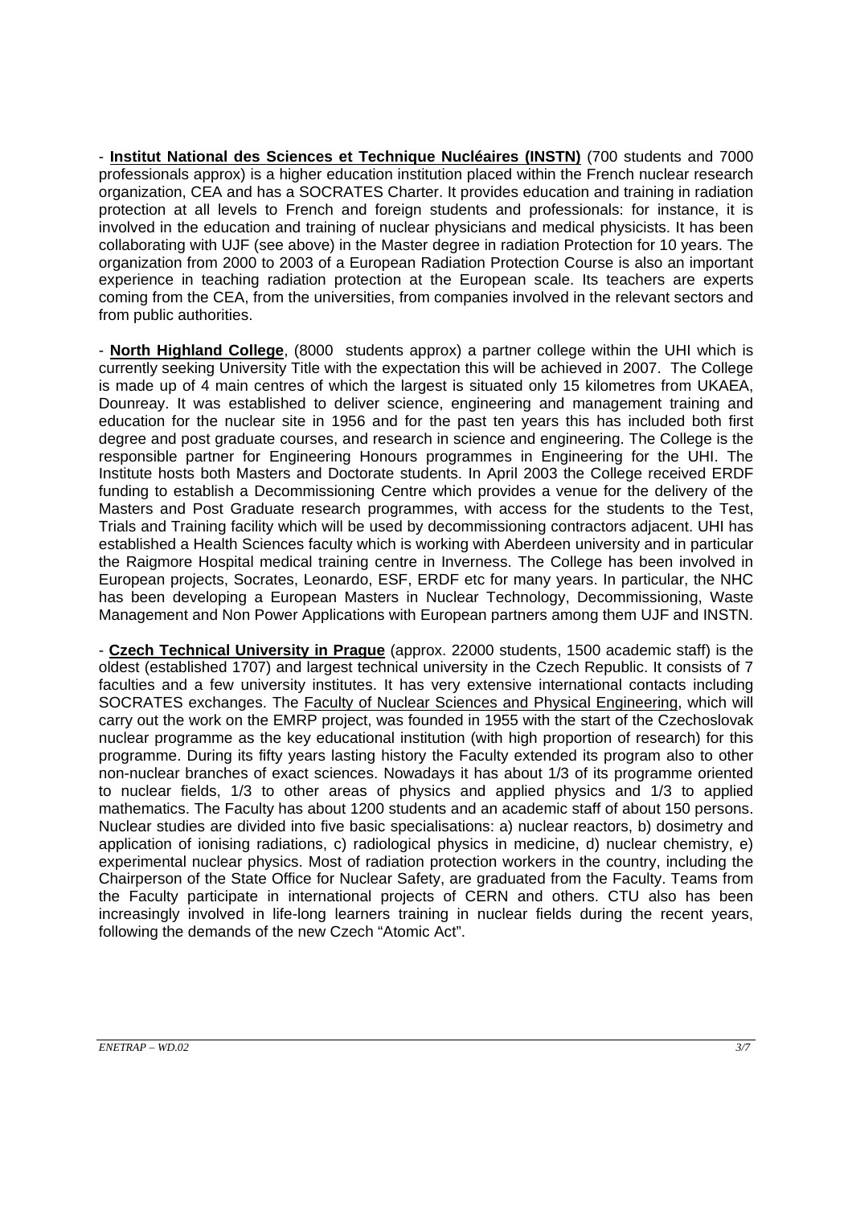- **<u>Institut National des Sciences et Technique Nucléaires (INSTN)</u>** (700 students and 7000 professionals approx) is a higher education institution placed within the French nuclear research organization, CEA and has a SOCRATES Charter. It provides education and training in radiation protection at all levels to French and foreign students and professionals: for instance, it is involved in the education and training of nuclear physicians and medical physicists. It has been collaborating with UJF (see above) in the Master degree in radiation Protection for 10 years. The organization from 2000 to 2003 of a European Radiation Protection Course is also an important experience in teaching radiation protection at the European scale. Its teachers are experts coming from the CEA, from the universities, from companies involved in the relevant sectors and from public authorities.

- **<u>North Highland College</u>**, (8000 students approx) a partner college within the UHI which is currently seeking University Title with the expectation this will be achieved in 2007. The College is made up of 4 main centres of which the largest is situated only 15 kilometres from UKAEA, Dounreay. It was established to deliver science, engineering and management training and education for the nuclear site in 1956 and for the past ten years this has included both first degree and post graduate courses, and research in science and engineering. The College is the responsible partner for Engineering Honours programmes in Engineering for the UHI. The Institute hosts both Masters and Doctorate students. In April 2003 the College received ERDF funding to establish a Decommissioning Centre which provides a venue for the delivery of the Masters and Post Graduate research programmes, with access for the students to the Test, Trials and Training facility which will be used by decommissioning contractors adjacent. UHI has established a Health Sciences faculty which is working with Aberdeen university and in particular the Raigmore Hospital medical training centre in Inverness. The College has been involved in European projects, Socrates, Leonardo, ESF, ERDF etc for many years. In particular, the NHC has been developing a European Masters in Nuclear Technology, Decommissioning, Waste Management and Non Power Applications with European partners among them UJF and INSTN.

- **<u>Czech Technical University in Prague</u>** (approx. 22000 students, 1500 academic staff) is the oldest (established 1707) and largest technical university in the Czech Republic. It consists of 7 faculties and a few university institutes. It has very extensive international contacts including SOCRATES exchanges. The <u>Faculty of Nuclear Sciences and Physical Engineering</u>, which will carry out the work on the EMRP project, was founded in 1955 with the start of the Czechoslovak nuclear programme as the key educational institution (with high proportion of research) for this programme. During its fifty years lasting history the Faculty extended its program also to other non-nuclear branches of exact sciences. Nowadays it has about 1/3 of its programme oriented to nuclear fields, 1/3 to other areas of physics and applied physics and 1/3 to applied mathematics. The Faculty has about 1200 students and an academic staff of about 150 persons. Nuclear studies are divided into five basic specialisations: a) nuclear reactors, b) dosimetry and application of ionising radiations, c) radiological physics in medicine, d) nuclear chemistry, e) experimental nuclear physics. Most of radiation protection workers in the country, including the Chairperson of the State Office for Nuclear Safety, are graduated from the Faculty. Teams from the Faculty participate in international projects of CERN and others. CTU also has been increasingly involved in life-long learners training in nuclear fields during the recent years, following the demands of the new Czech "Atomic Act".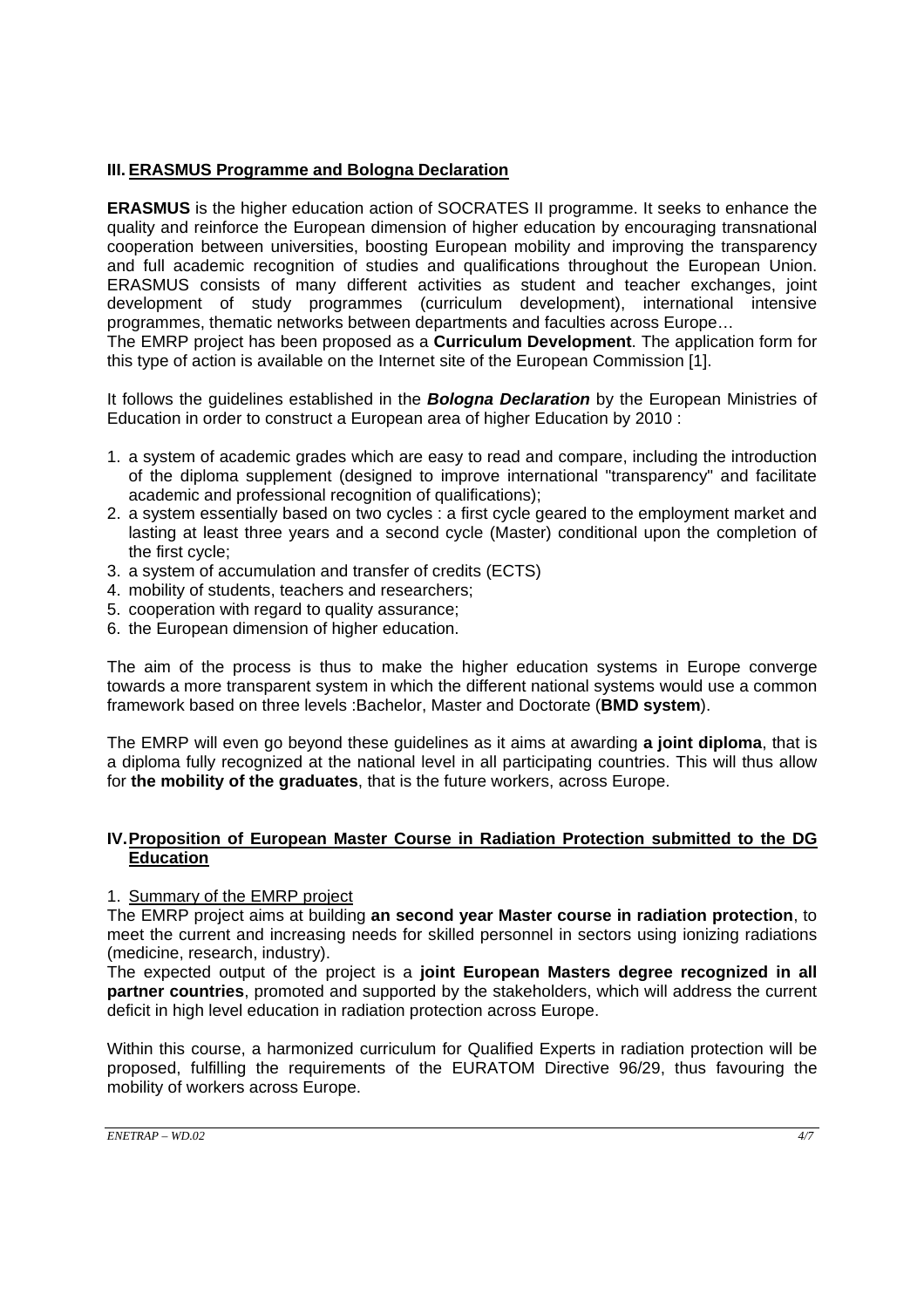## III. ERASMUS Programme and Bologna Declaration

**ERASMUS** is the higher education action of SOCRATES II programme. It seeks to enhance the quality and reinforce the European dimension of higher education by encouraging transnational cooperation between universities, boosting European mobility and improving the transparency and full academic recognition of studies and qualifications throughout the European Union. ERASMUS consists of many different activities as student and teacher exchanges, joint development of study programmes (curriculum development), international intensive programmes, thematic networks between departments and faculties across Europe…
The EMRP project has been proposed as a **Curriculum Development**. The application form for this type of action is available on the Internet site of the European Commission [1].

It follows the guidelines established in the ***Bologna Declaration*** by the European Ministries of Education in order to construct a European area of higher Education by 2010 :

1. a system of academic grades which are easy to read and compare, including the introduction of the diploma supplement (designed to improve international "transparency" and facilitate academic and professional recognition of qualifications);
2. a system essentially based on two cycles : a first cycle geared to the employment market and lasting at least three years and a second cycle (Master) conditional upon the completion of the first cycle;
3. a system of accumulation and transfer of credits (ECTS)
4. mobility of students, teachers and researchers;
5. cooperation with regard to quality assurance;
6. the European dimension of higher education.

The aim of the process is thus to make the higher education systems in Europe converge towards a more transparent system in which the different national systems would use a common framework based on three levels :Bachelor, Master and Doctorate (**BMD system**).

The EMRP will even go beyond these guidelines as it aims at awarding **a joint diploma**, that is a diploma fully recognized at the national level in all participating countries. This will thus allow for **the mobility of the graduates**, that is the future workers, across Europe.

## IV. Proposition of European Master Course in Radiation Protection submitted to the DG Education

### 1. Summary of the EMRP project

The EMRP project aims at building **an second year Master course in radiation protection**, to meet the current and increasing needs for skilled personnel in sectors using ionizing radiations (medicine, research, industry).
The expected output of the project is a **joint European Masters degree recognized in all partner countries**, promoted and supported by the stakeholders, which will address the current deficit in high level education in radiation protection across Europe.

Within this course, a harmonized curriculum for Qualified Experts in radiation protection will be proposed, fulfilling the requirements of the EURATOM Directive 96/29, thus favouring the mobility of workers across Europe.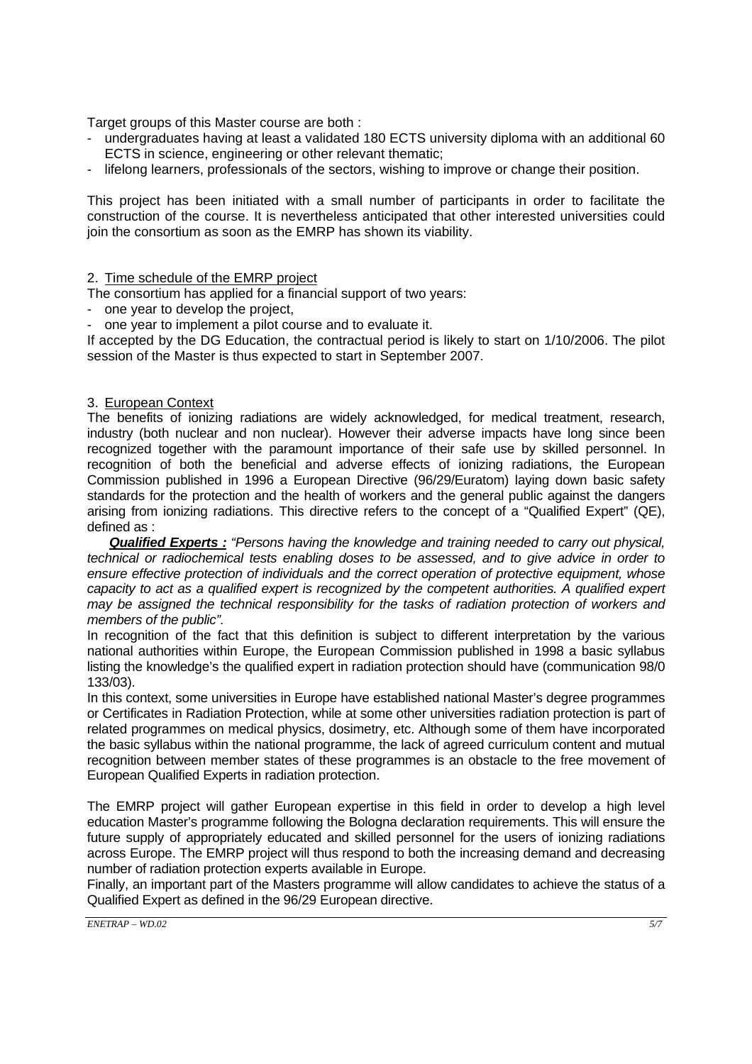Target groups of this Master course are both :

- undergraduates having at least a validated 180 ECTS university diploma with an additional 60 ECTS in science, engineering or other relevant thematic;
- lifelong learners, professionals of the sectors, wishing to improve or change their position.

This project has been initiated with a small number of participants in order to facilitate the construction of the course. It is nevertheless anticipated that other interested universities could join the consortium as soon as the EMRP has shown its viability.

## 2. Time schedule of the EMRP project

The consortium has applied for a financial support of two years:

- one year to develop the project,
- one year to implement a pilot course and to evaluate it.

If accepted by the DG Education, the contractual period is likely to start on 1/10/2006. The pilot session of the Master is thus expected to start in September 2007.

## 3. European Context

The benefits of ionizing radiations are widely acknowledged, for medical treatment, research, industry (both nuclear and non nuclear). However their adverse impacts have long since been recognized together with the paramount importance of their safe use by skilled personnel. In recognition of both the beneficial and adverse effects of ionizing radiations, the European Commission published in 1996 a European Directive (96/29/Euratom) laying down basic safety standards for the protection and the health of workers and the general public against the dangers arising from ionizing radiations. This directive refers to the concept of a "Qualified Expert" (QE), defined as :

***Qualified Experts :*** *"Persons having the knowledge and training needed to carry out physical, technical or radiochemical tests enabling doses to be assessed, and to give advice in order to ensure effective protection of individuals and the correct operation of protective equipment, whose capacity to act as a qualified expert is recognized by the competent authorities. A qualified expert may be assigned the technical responsibility for the tasks of radiation protection of workers and members of the public".*

In recognition of the fact that this definition is subject to different interpretation by the various national authorities within Europe, the European Commission published in 1998 a basic syllabus listing the knowledge's the qualified expert in radiation protection should have (communication 98/0 133/03).

In this context, some universities in Europe have established national Master's degree programmes or Certificates in Radiation Protection, while at some other universities radiation protection is part of related programmes on medical physics, dosimetry, etc. Although some of them have incorporated the basic syllabus within the national programme, the lack of agreed curriculum content and mutual recognition between member states of these programmes is an obstacle to the free movement of European Qualified Experts in radiation protection.

The EMRP project will gather European expertise in this field in order to develop a high level education Master's programme following the Bologna declaration requirements. This will ensure the future supply of appropriately educated and skilled personnel for the users of ionizing radiations across Europe. The EMRP project will thus respond to both the increasing demand and decreasing number of radiation protection experts available in Europe.

Finally, an important part of the Masters programme will allow candidates to achieve the status of a Qualified Expert as defined in the 96/29 European directive.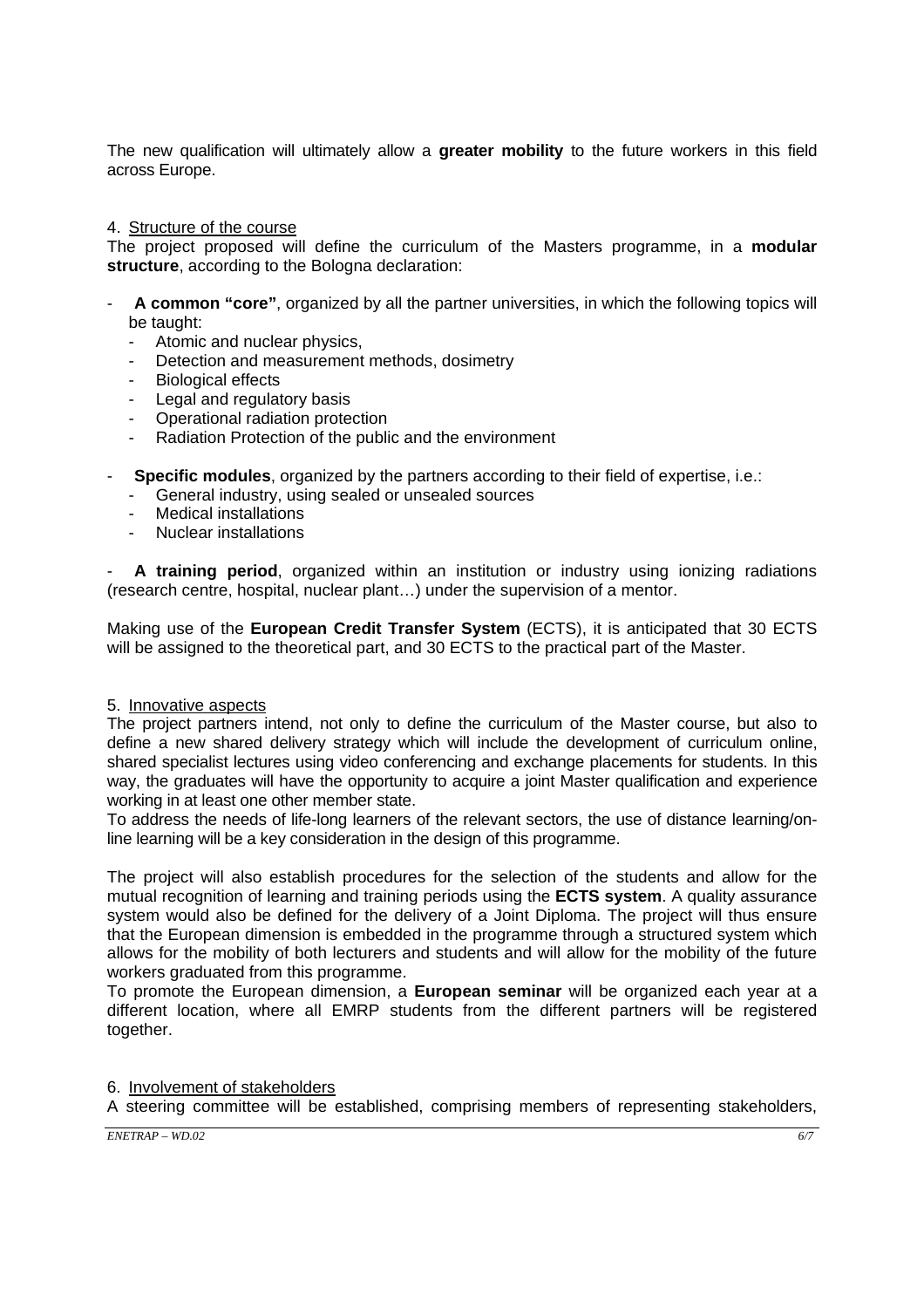The new qualification will ultimately allow a **greater mobility** to the future workers in this field across Europe.

4. Structure of the course

The project proposed will define the curriculum of the Masters programme, in a **modular structure**, according to the Bologna declaration:

- **A common "core"**, organized by all the partner universities, in which the following topics will be taught:
  - Atomic and nuclear physics,
  - Detection and measurement methods, dosimetry
  - Biological effects
  - Legal and regulatory basis
  - Operational radiation protection
  - Radiation Protection of the public and the environment
- **Specific modules**, organized by the partners according to their field of expertise, i.e.:
  - General industry, using sealed or unsealed sources
  - Medical installations
  - Nuclear installations
- **A training period**, organized within an institution or industry using ionizing radiations (research centre, hospital, nuclear plant…) under the supervision of a mentor.

Making use of the **European Credit Transfer System** (ECTS), it is anticipated that 30 ECTS will be assigned to the theoretical part, and 30 ECTS to the practical part of the Master.

5. Innovative aspects

The project partners intend, not only to define the curriculum of the Master course, but also to define a new shared delivery strategy which will include the development of curriculum online, shared specialist lectures using video conferencing and exchange placements for students. In this way, the graduates will have the opportunity to acquire a joint Master qualification and experience working in at least one other member state.

To address the needs of life-long learners of the relevant sectors, the use of distance learning/on-line learning will be a key consideration in the design of this programme.

The project will also establish procedures for the selection of the students and allow for the mutual recognition of learning and training periods using the **ECTS system**. A quality assurance system would also be defined for the delivery of a Joint Diploma. The project will thus ensure that the European dimension is embedded in the programme through a structured system which allows for the mobility of both lecturers and students and will allow for the mobility of the future workers graduated from this programme.

To promote the European dimension, a **European seminar** will be organized each year at a different location, where all EMRP students from the different partners will be registered together.

6. Involvement of stakeholders

A steering committee will be established, comprising members of representing stakeholders,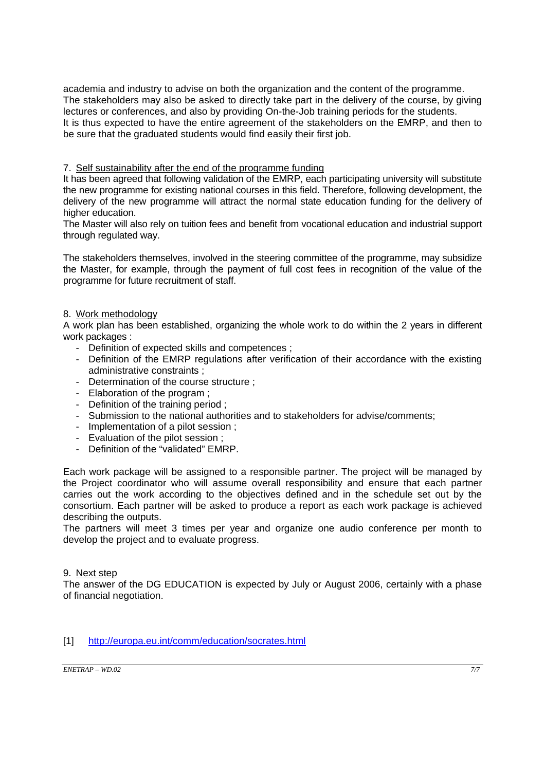academia and industry to advise on both the organization and the content of the programme. The stakeholders may also be asked to directly take part in the delivery of the course, by giving lectures or conferences, and also by providing On-the-Job training periods for the students. It is thus expected to have the entire agreement of the stakeholders on the EMRP, and then to be sure that the graduated students would find easily their first job.

## 7. Self sustainability after the end of the programme funding

It has been agreed that following validation of the EMRP, each participating university will substitute the new programme for existing national courses in this field. Therefore, following development, the delivery of the new programme will attract the normal state education funding for the delivery of higher education.
The Master will also rely on tuition fees and benefit from vocational education and industrial support through regulated way.

The stakeholders themselves, involved in the steering committee of the programme, may subsidize the Master, for example, through the payment of full cost fees in recognition of the value of the programme for future recruitment of staff.

## 8. Work methodology

A work plan has been established, organizing the whole work to do within the 2 years in different work packages :

- Definition of expected skills and competences ;
- Definition of the EMRP regulations after verification of their accordance with the existing administrative constraints ;
- Determination of the course structure ;
- Elaboration of the program ;
- Definition of the training period ;
- Submission to the national authorities and to stakeholders for advise/comments;
- Implementation of a pilot session ;
- Evaluation of the pilot session ;
- Definition of the "validated" EMRP.

Each work package will be assigned to a responsible partner. The project will be managed by the Project coordinator who will assume overall responsibility and ensure that each partner carries out the work according to the objectives defined and in the schedule set out by the consortium. Each partner will be asked to produce a report as each work package is achieved describing the outputs.
The partners will meet 3 times per year and organize one audio conference per month to develop the project and to evaluate progress.

## 9. Next step

The answer of the DG EDUCATION is expected by July or August 2006, certainly with a phase of financial negotiation.

[1] http://europa.eu.int/comm/education/socrates.html